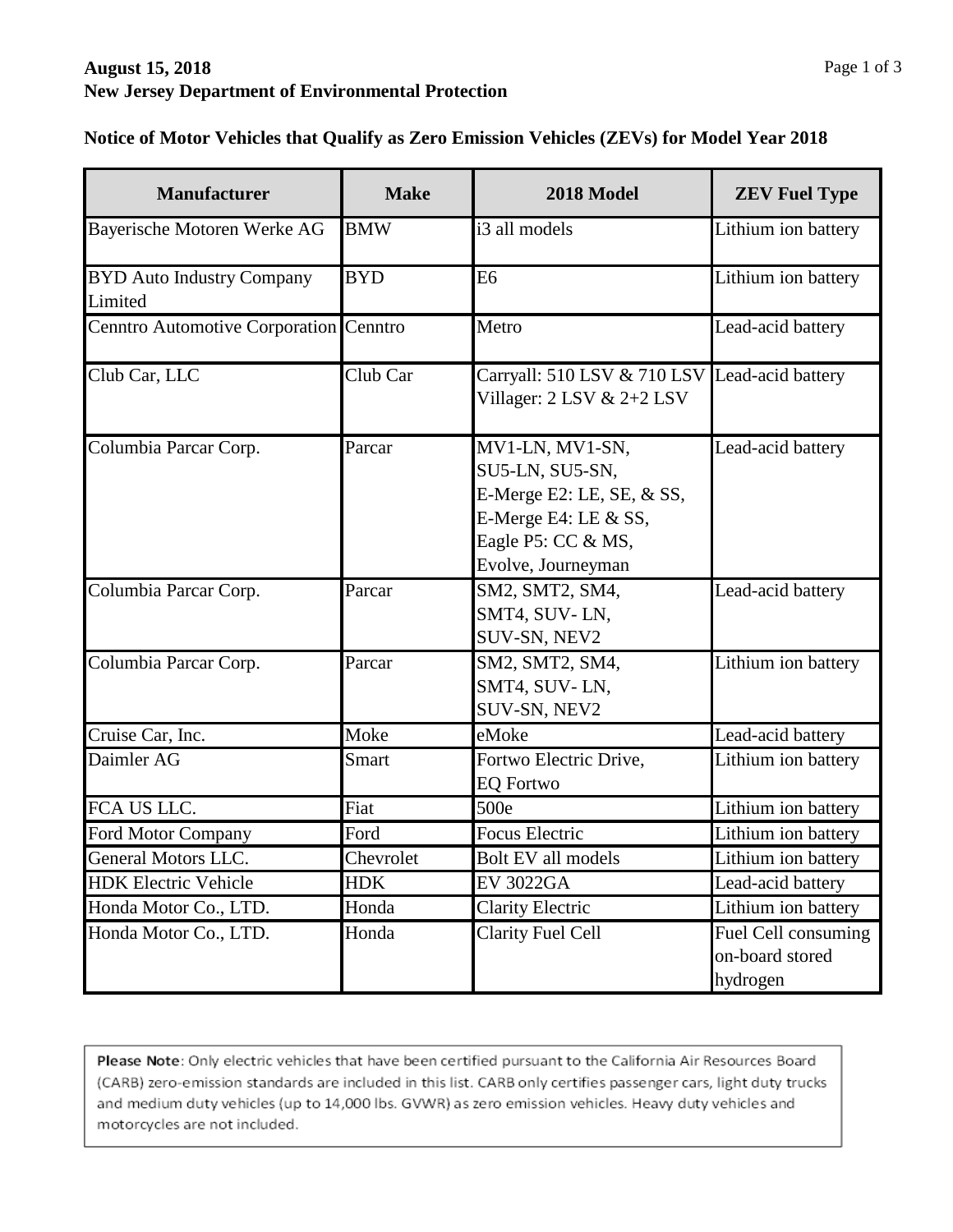**August 15, 2018**
**New Jersey Department of Environmental Protection**

**Notice of Motor Vehicles that Qualify as Zero Emission Vehicles (ZEVs) for Model Year 2018**

| Manufacturer | Make | 2018 Model | ZEV Fuel Type |
|---|---|---|---|
| Bayerische Motoren Werke AG | BMW | i3 all models | Lithium ion battery |
| BYD Auto Industry Company Limited | BYD | E6 | Lithium ion battery |
| Cenntro Automotive Corporation | Cenntro | Metro | Lead-acid battery |
| Club Car, LLC | Club Car | Carryall: 510 LSV & 710 LSV Villager: 2 LSV & 2+2 LSV | Lead-acid battery |
| Columbia Parcar Corp. | Parcar | MV1-LN, MV1-SN, SU5-LN, SU5-SN, E-Merge E2: LE, SE, & SS, E-Merge E4: LE & SS, Eagle P5: CC & MS, Evolve, Journeyman | Lead-acid battery |
| Columbia Parcar Corp. | Parcar | SM2, SMT2, SM4, SMT4, SUV- LN, SUV-SN, NEV2 | Lead-acid battery |
| Columbia Parcar Corp. | Parcar | SM2, SMT2, SM4, SMT4, SUV- LN, SUV-SN, NEV2 | Lithium ion battery |
| Cruise Car, Inc. | Moke | eMoke | Lead-acid battery |
| Daimler AG | Smart | Fortwo Electric Drive, EQ Fortwo | Lithium ion battery |
| FCA US LLC. | Fiat | 500e | Lithium ion battery |
| Ford Motor Company | Ford | Focus Electric | Lithium ion battery |
| General Motors LLC. | Chevrolet | Bolt EV all models | Lithium ion battery |
| HDK Electric Vehicle | HDK | EV 3022GA | Lead-acid battery |
| Honda Motor Co., LTD. | Honda | Clarity Electric | Lithium ion battery |
| Honda Motor Co., LTD. | Honda | Clarity Fuel Cell | Fuel Cell consuming on-board stored hydrogen |

**Please Note**: Only electric vehicles that have been certified pursuant to the California Air Resources Board (CARB) zero-emission standards are included in this list. CARB only certifies passenger cars, light duty trucks and medium duty vehicles (up to 14,000 lbs. GVWR) as zero emission vehicles. Heavy duty vehicles and motorcycles are not included.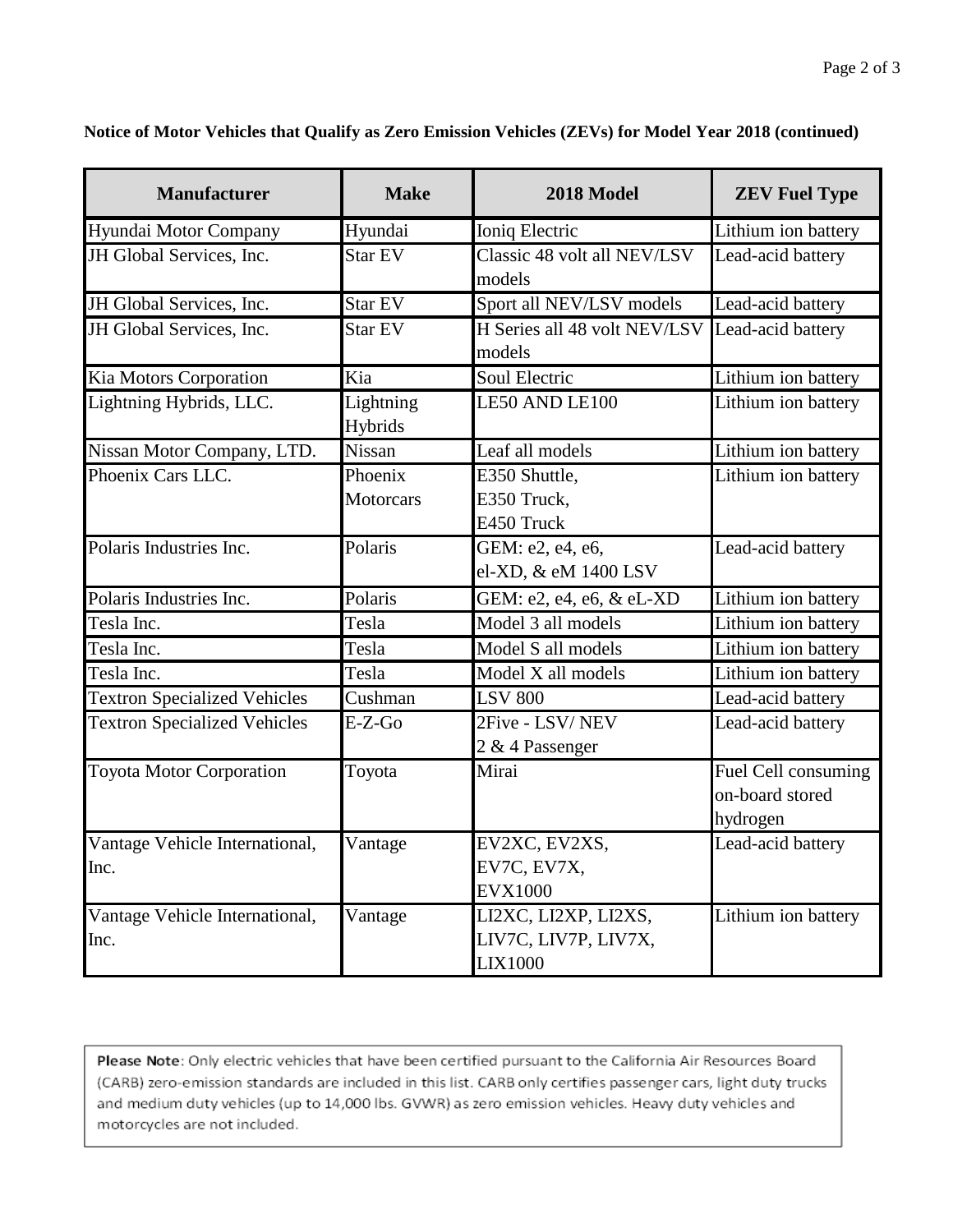**Notice of Motor Vehicles that Qualify as Zero Emission Vehicles (ZEVs) for Model Year 2018 (continued)**

| Manufacturer | Make | 2018 Model | ZEV Fuel Type |
|---|---|---|---|
| Hyundai Motor Company | Hyundai | Ioniq Electric | Lithium ion battery |
| JH Global Services, Inc. | Star EV | Classic 48 volt all NEV/LSV models | Lead-acid battery |
| JH Global Services, Inc. | Star EV | Sport all NEV/LSV models | Lead-acid battery |
| JH Global Services, Inc. | Star EV | H Series all 48 volt NEV/LSV models | Lead-acid battery |
| Kia Motors Corporation | Kia | Soul Electric | Lithium ion battery |
| Lightning Hybrids, LLC. | Lightning Hybrids | LE50 AND LE100 | Lithium ion battery |
| Nissan Motor Company, LTD. | Nissan | Leaf all models | Lithium ion battery |
| Phoenix Cars LLC. | Phoenix Motorcars | E350 Shuttle, E350 Truck, E450 Truck | Lithium ion battery |
| Polaris Industries Inc. | Polaris | GEM: e2, e4, e6, el-XD, & eM 1400 LSV | Lead-acid battery |
| Polaris Industries Inc. | Polaris | GEM: e2, e4, e6, & eL-XD | Lithium ion battery |
| Tesla Inc. | Tesla | Model 3 all models | Lithium ion battery |
| Tesla Inc. | Tesla | Model S all models | Lithium ion battery |
| Tesla Inc. | Tesla | Model X all models | Lithium ion battery |
| Textron Specialized Vehicles | Cushman | LSV 800 | Lead-acid battery |
| Textron Specialized Vehicles | E-Z-Go | 2Five - LSV/ NEV 2 & 4 Passenger | Lead-acid battery |
| Toyota Motor Corporation | Toyota | Mirai | Fuel Cell consuming on-board stored hydrogen |
| Vantage Vehicle International, Inc. | Vantage | EV2XC, EV2XS, EV7C, EV7X, EVX1000 | Lead-acid battery |
| Vantage Vehicle International, Inc. | Vantage | LI2XC, LI2XP, LI2XS, LIV7C, LIV7P, LIV7X, LIX1000 | Lithium ion battery |

**Please Note**: Only electric vehicles that have been certified pursuant to the California Air Resources Board (CARB) zero-emission standards are included in this list. CARB only certifies passenger cars, light duty trucks and medium duty vehicles (up to 14,000 lbs. GVWR) as zero emission vehicles. Heavy duty vehicles and motorcycles are not included.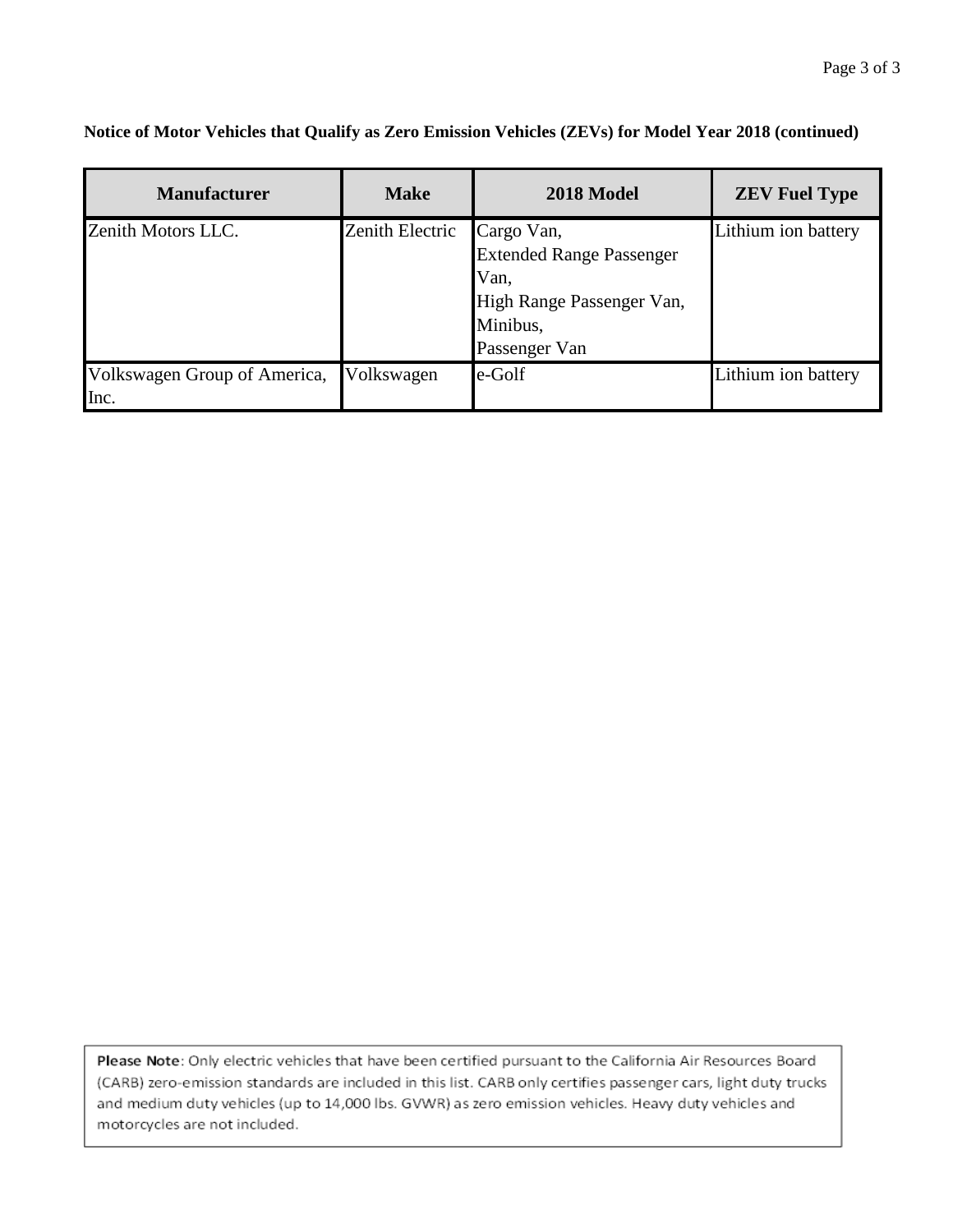**Notice of Motor Vehicles that Qualify as Zero Emission Vehicles (ZEVs) for Model Year 2018 (continued)**

| Manufacturer | Make | 2018 Model | ZEV Fuel Type |
|---|---|---|---|
| Zenith Motors LLC. | Zenith Electric | Cargo Van,<br>Extended Range Passenger Van,<br>High Range Passenger Van,<br>Minibus,<br>Passenger Van | Lithium ion battery |
| Volkswagen Group of America, Inc. | Volkswagen | e-Golf | Lithium ion battery |

**Please Note**: Only electric vehicles that have been certified pursuant to the California Air Resources Board (CARB) zero-emission standards are included in this list. CARB only certifies passenger cars, light duty trucks and medium duty vehicles (up to 14,000 lbs. GVWR) as zero emission vehicles. Heavy duty vehicles and motorcycles are not included.